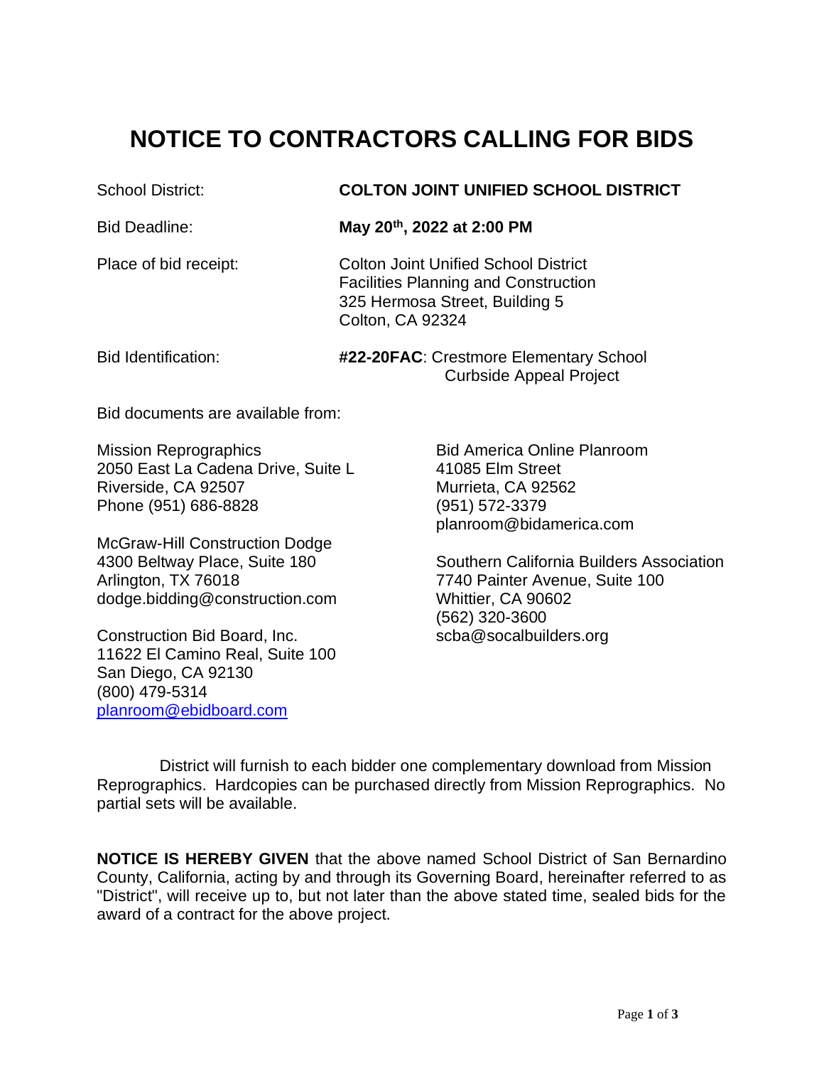# NOTICE TO CONTRACTORS CALLING FOR BIDS

| | |
|---|---|
| School District: | **COLTON JOINT UNIFIED SCHOOL DISTRICT** |
| Bid Deadline: | **May 20th, 2022 at 2:00 PM** |
| Place of bid receipt: | Colton Joint Unified School District<br>Facilities Planning and Construction<br>325 Hermosa Street, Building 5<br>Colton, CA 92324 |
| Bid Identification: | **#22-20FAC**: Crestmore Elementary School Curbside Appeal Project |

Bid documents are available from:

Mission Reprographics
2050 East La Cadena Drive, Suite L
Riverside, CA 92507
Phone (951) 686-8828

McGraw-Hill Construction Dodge
4300 Beltway Place, Suite 180
Arlington, TX 76018
dodge.bidding@construction.com

Construction Bid Board, Inc.
11622 El Camino Real, Suite 100
San Diego, CA 92130
(800) 479-5314
planroom@ebidboard.com

Bid America Online Planroom
41085 Elm Street
Murrieta, CA 92562
(951) 572-3379
planroom@bidamerica.com

Southern California Builders Association
7740 Painter Avenue, Suite 100
Whittier, CA 90602
(562) 320-3600
scba@socalbuilders.org

District will furnish to each bidder one complementary download from Mission Reprographics. Hardcopies can be purchased directly from Mission Reprographics. No partial sets will be available.

**NOTICE IS HEREBY GIVEN** that the above named School District of San Bernardino County, California, acting by and through its Governing Board, hereinafter referred to as "District", will receive up to, but not later than the above stated time, sealed bids for the award of a contract for the above project.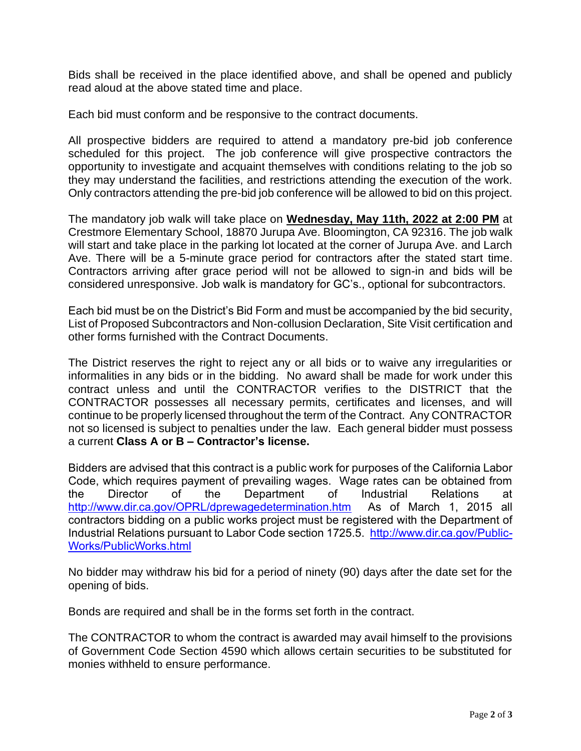Bids shall be received in the place identified above, and shall be opened and publicly read aloud at the above stated time and place.

Each bid must conform and be responsive to the contract documents.

All prospective bidders are required to attend a mandatory pre-bid job conference scheduled for this project. The job conference will give prospective contractors the opportunity to investigate and acquaint themselves with conditions relating to the job so they may understand the facilities, and restrictions attending the execution of the work. Only contractors attending the pre-bid job conference will be allowed to bid on this project.

The mandatory job walk will take place on **Wednesday, May 11th, 2022 at 2:00 PM** at Crestmore Elementary School, 18870 Jurupa Ave. Bloomington, CA 92316. The job walk will start and take place in the parking lot located at the corner of Jurupa Ave. and Larch Ave. There will be a 5-minute grace period for contractors after the stated start time. Contractors arriving after grace period will not be allowed to sign-in and bids will be considered unresponsive. Job walk is mandatory for GC's., optional for subcontractors.

Each bid must be on the District's Bid Form and must be accompanied by the bid security, List of Proposed Subcontractors and Non-collusion Declaration, Site Visit certification and other forms furnished with the Contract Documents.

The District reserves the right to reject any or all bids or to waive any irregularities or informalities in any bids or in the bidding. No award shall be made for work under this contract unless and until the CONTRACTOR verifies to the DISTRICT that the CONTRACTOR possesses all necessary permits, certificates and licenses, and will continue to be properly licensed throughout the term of the Contract. Any CONTRACTOR not so licensed is subject to penalties under the law. Each general bidder must possess a current **Class A or B – Contractor's license.**

Bidders are advised that this contract is a public work for purposes of the California Labor Code, which requires payment of prevailing wages. Wage rates can be obtained from the Director of the Department of Industrial Relations at http://www.dir.ca.gov/OPRL/dprewagedetermination.htm As of March 1, 2015 all contractors bidding on a public works project must be registered with the Department of Industrial Relations pursuant to Labor Code section 1725.5. http://www.dir.ca.gov/Public-Works/PublicWorks.html

No bidder may withdraw his bid for a period of ninety (90) days after the date set for the opening of bids.

Bonds are required and shall be in the forms set forth in the contract.

The CONTRACTOR to whom the contract is awarded may avail himself to the provisions of Government Code Section 4590 which allows certain securities to be substituted for monies withheld to ensure performance.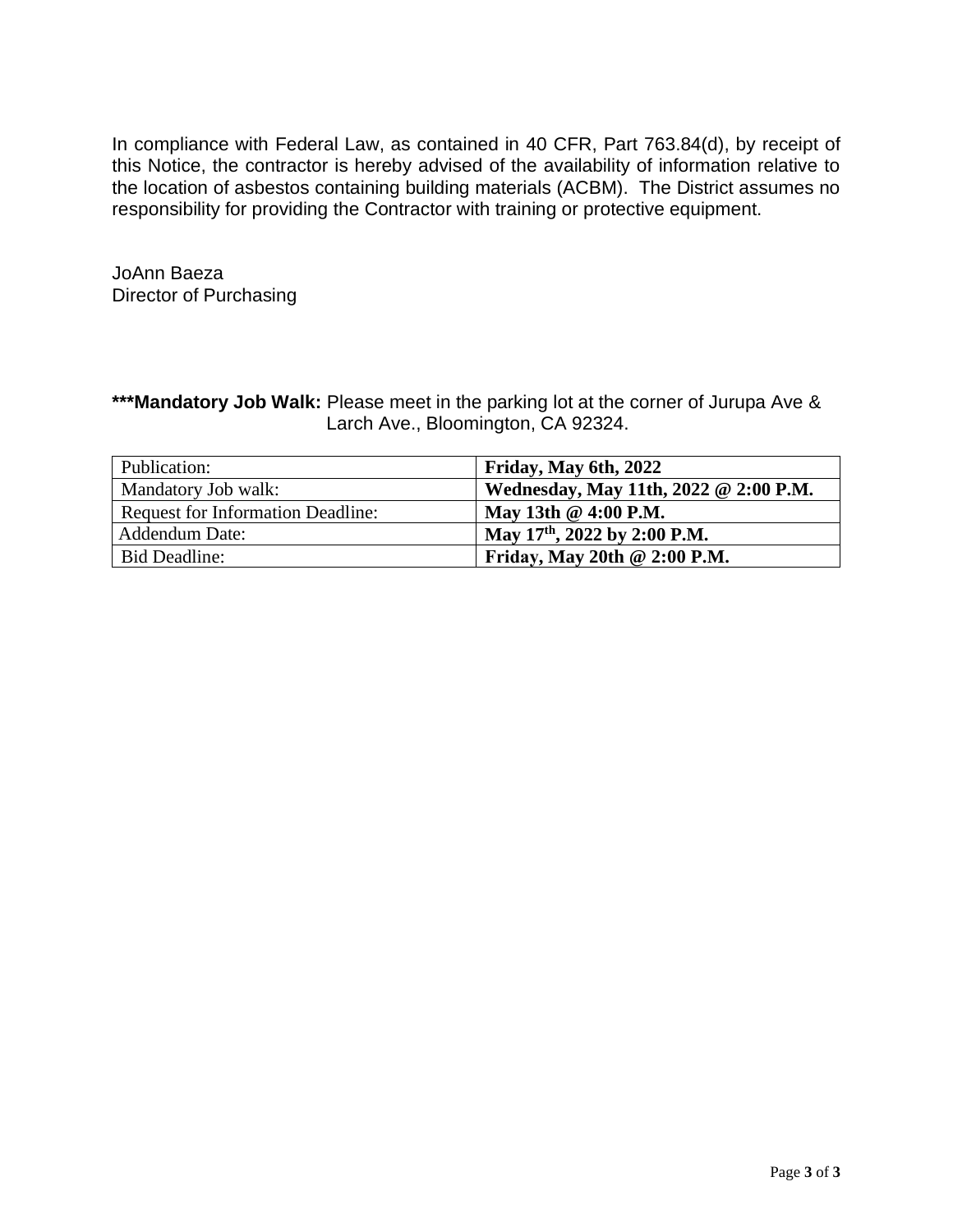In compliance with Federal Law, as contained in 40 CFR, Part 763.84(d), by receipt of this Notice, the contractor is hereby advised of the availability of information relative to the location of asbestos containing building materials (ACBM). The District assumes no responsibility for providing the Contractor with training or protective equipment.

JoAnn Baeza
Director of Purchasing

**\*\*\*Mandatory Job Walk:** Please meet in the parking lot at the corner of Jurupa Ave & Larch Ave., Bloomington, CA 92324.

| | |
|---|---|
| Publication: | **Friday, May 6th, 2022** |
| Mandatory Job walk: | **Wednesday, May 11th, 2022 @ 2:00 P.M.** |
| Request for Information Deadline: | **May 13th @ 4:00 P.M.** |
| Addendum Date: | **May 17th, 2022 by 2:00 P.M.** |
| Bid Deadline: | **Friday, May 20th @ 2:00 P.M.** |